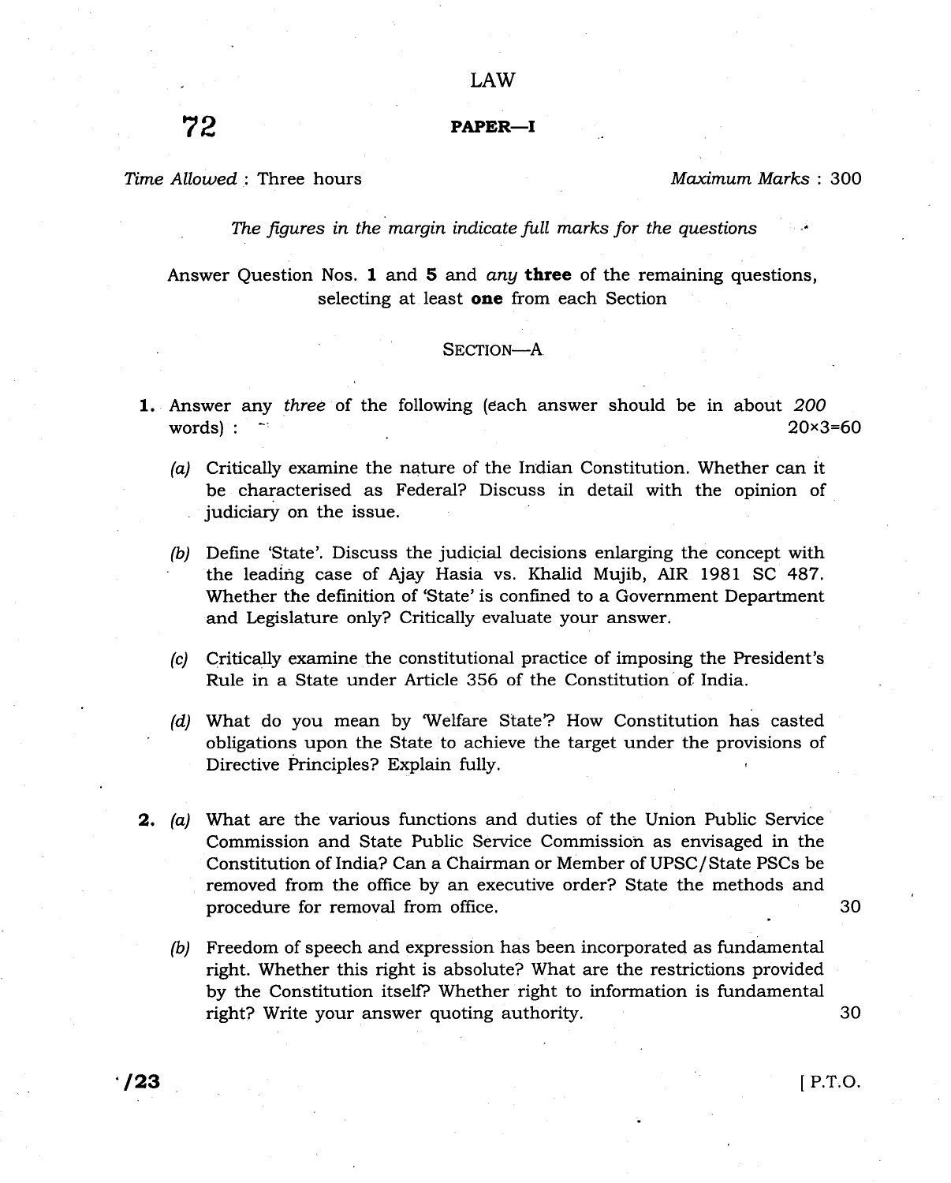# LAW

**72**

**PAPER—I**

*Time Allowed* : Three hours — *Maximum Marks* : 300

*The figures in the margin indicate full marks for the questions*

Answer Question Nos. **1** and **5** and *any* **three** of the remaining questions, selecting at least **one** from each Section

## SECTION—A

**1.** Answer any *three* of the following (each answer should be in about *200* words) : 20×3=60

*(a)* Critically examine the nature of the Indian Constitution. Whether can it be characterised as Federal? Discuss in detail with the opinion of judiciary on the issue.

*(b)* Define 'State'. Discuss the judicial decisions enlarging the concept with the leading case of Ajay Hasia vs. Khalid Mujib, AIR 1981 SC 487. Whether the definition of 'State' is confined to a Government Department and Legislature only? Critically evaluate your answer.

*(c)* Critically examine the constitutional practice of imposing the President's Rule in a State under Article 356 of the Constitution of India.

*(d)* What do you mean by 'Welfare State'? How Constitution has casted obligations upon the State to achieve the target under the provisions of Directive Principles? Explain fully.

**2.** *(a)* What are the various functions and duties of the Union Public Service Commission and State Public Service Commission as envisaged in the Constitution of India? Can a Chairman or Member of UPSC/State PSCs be removed from the office by an executive order? State the methods and procedure for removal from office. 30

*(b)* Freedom of speech and expression has been incorporated as fundamental right. Whether this right is absolute? What are the restrictions provided by the Constitution itself? Whether right to information is fundamental right? Write your answer quoting authority. 30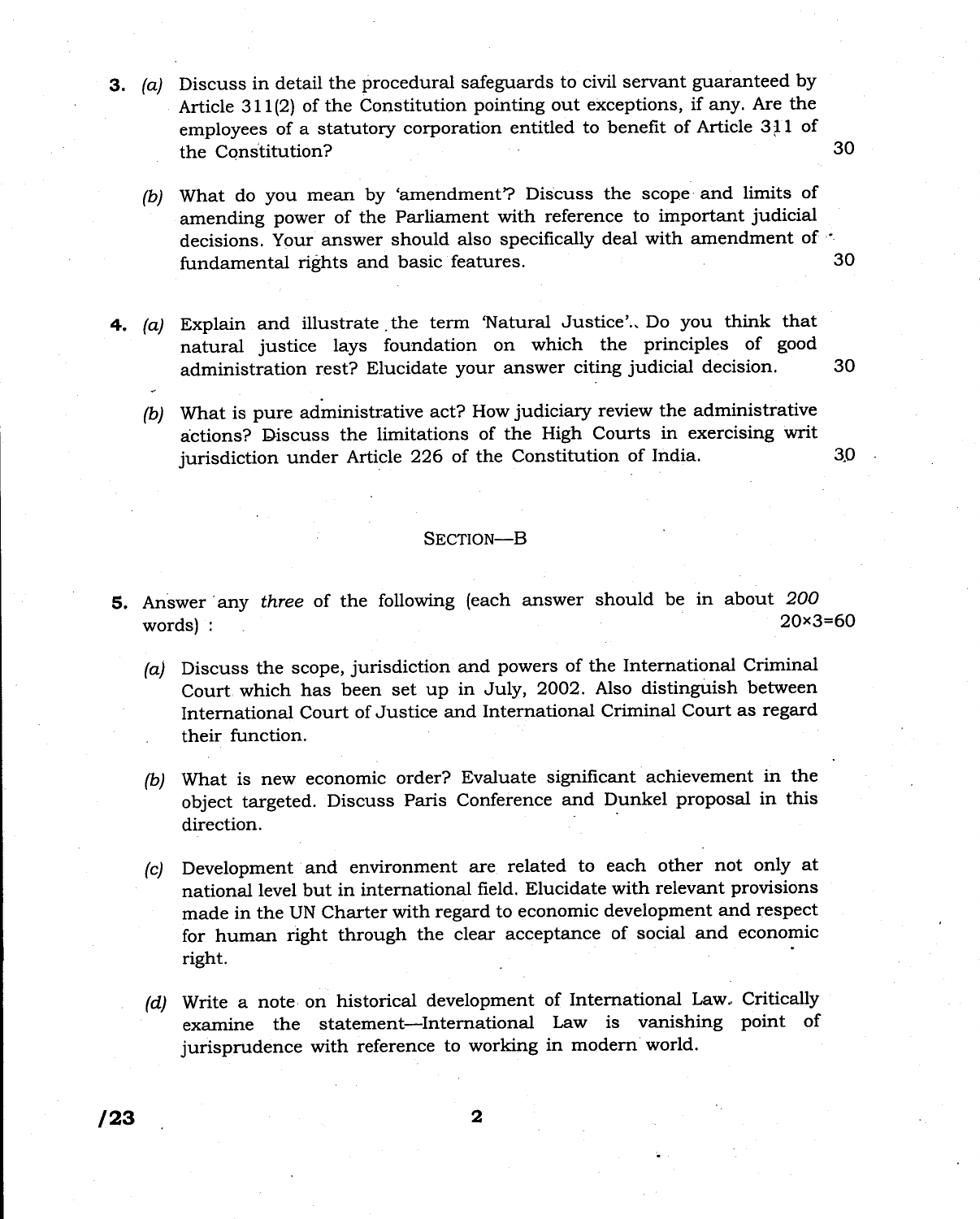3. (a) Discuss in detail the procedural safeguards to civil servant guaranteed by Article 311(2) of the Constitution pointing out exceptions, if any. Are the employees of a statutory corporation entitled to benefit of Article 311 of the Constitution? 30

   (b) What do you mean by 'amendment'? Discuss the scope and limits of amending power of the Parliament with reference to important judicial decisions. Your answer should also specifically deal with amendment of fundamental rights and basic features. 30

4. (a) Explain and illustrate the term 'Natural Justice'. Do you think that natural justice lays foundation on which the principles of good administration rest? Elucidate your answer citing judicial decision. 30

   (b) What is pure administrative act? How judiciary review the administrative actions? Discuss the limitations of the High Courts in exercising writ jurisdiction under Article 226 of the Constitution of India. 30

## SECTION—B

5. Answer any *three* of the following (each answer should be in about *200* words) : 20×3=60

   (a) Discuss the scope, jurisdiction and powers of the International Criminal Court which has been set up in July, 2002. Also distinguish between International Court of Justice and International Criminal Court as regard their function.

   (b) What is new economic order? Evaluate significant achievement in the object targeted. Discuss Paris Conference and Dunkel proposal in this direction.

   (c) Development and environment are related to each other not only at national level but in international field. Elucidate with relevant provisions made in the UN Charter with regard to economic development and respect for human right through the clear acceptance of social and economic right.

   (d) Write a note on historical development of International Law. Critically examine the statement—International Law is vanishing point of jurisprudence with reference to working in modern world.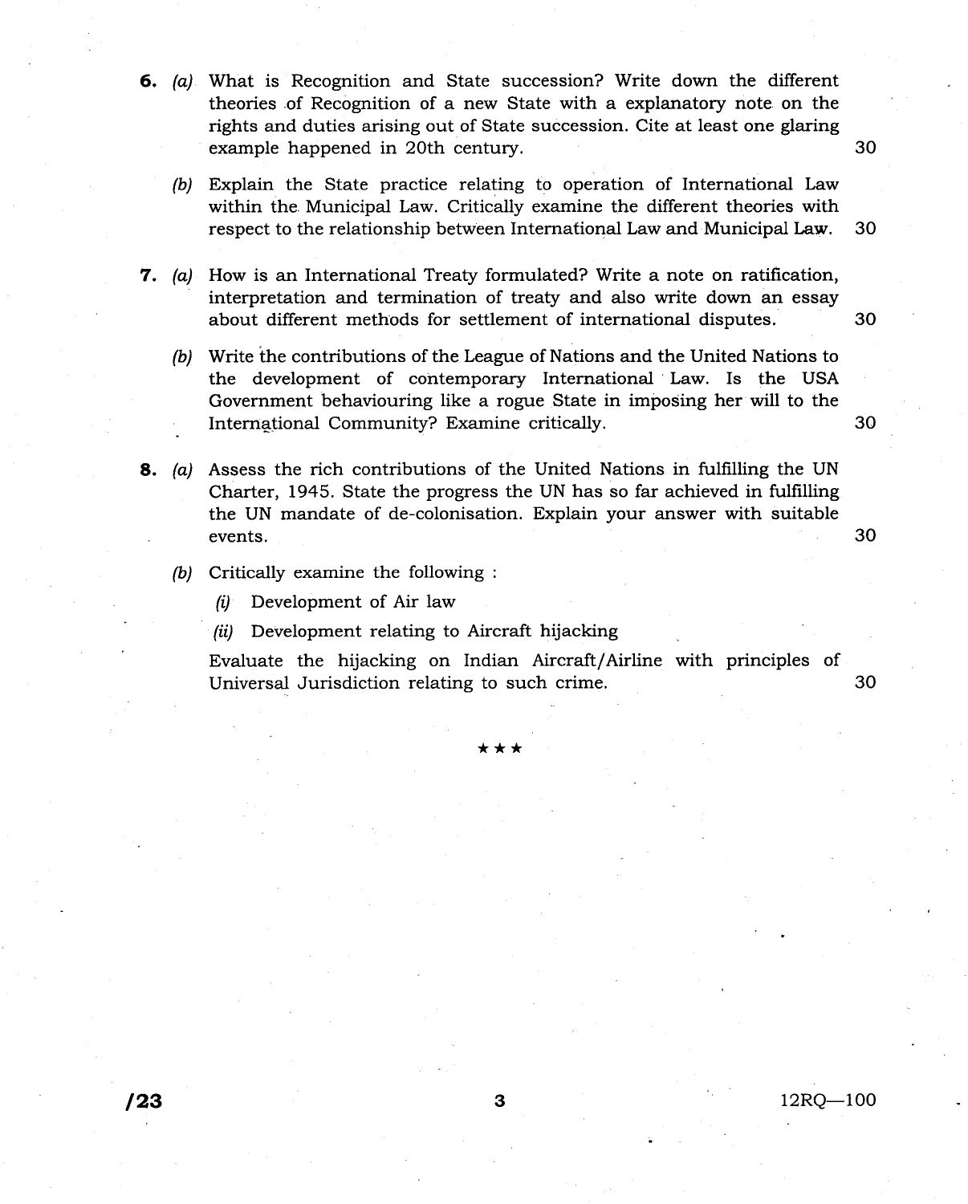**6.** *(a)* What is Recognition and State succession? Write down the different theories of Recognition of a new State with a explanatory note on the rights and duties arising out of State succession. Cite at least one glaring example happened in 20th century. 30

*(b)* Explain the State practice relating to operation of International Law within the Municipal Law. Critically examine the different theories with respect to the relationship between International Law and Municipal Law. 30

**7.** *(a)* How is an International Treaty formulated? Write a note on ratification, interpretation and termination of treaty and also write down an essay about different methods for settlement of international disputes. 30

*(b)* Write the contributions of the League of Nations and the United Nations to the development of contemporary International Law. Is the USA Government behaviouring like a rogue State in imposing her will to the International Community? Examine critically. 30

**8.** *(a)* Assess the rich contributions of the United Nations in fulfilling the UN Charter, 1945. State the progress the UN has so far achieved in fulfilling the UN mandate of de-colonisation. Explain your answer with suitable events. 30

*(b)* Critically examine the following :

*(i)* Development of Air law

*(ii)* Development relating to Aircraft hijacking

Evaluate the hijacking on Indian Aircraft/Airline with principles of Universal Jurisdiction relating to such crime. 30

★★★

/23 12RQ—100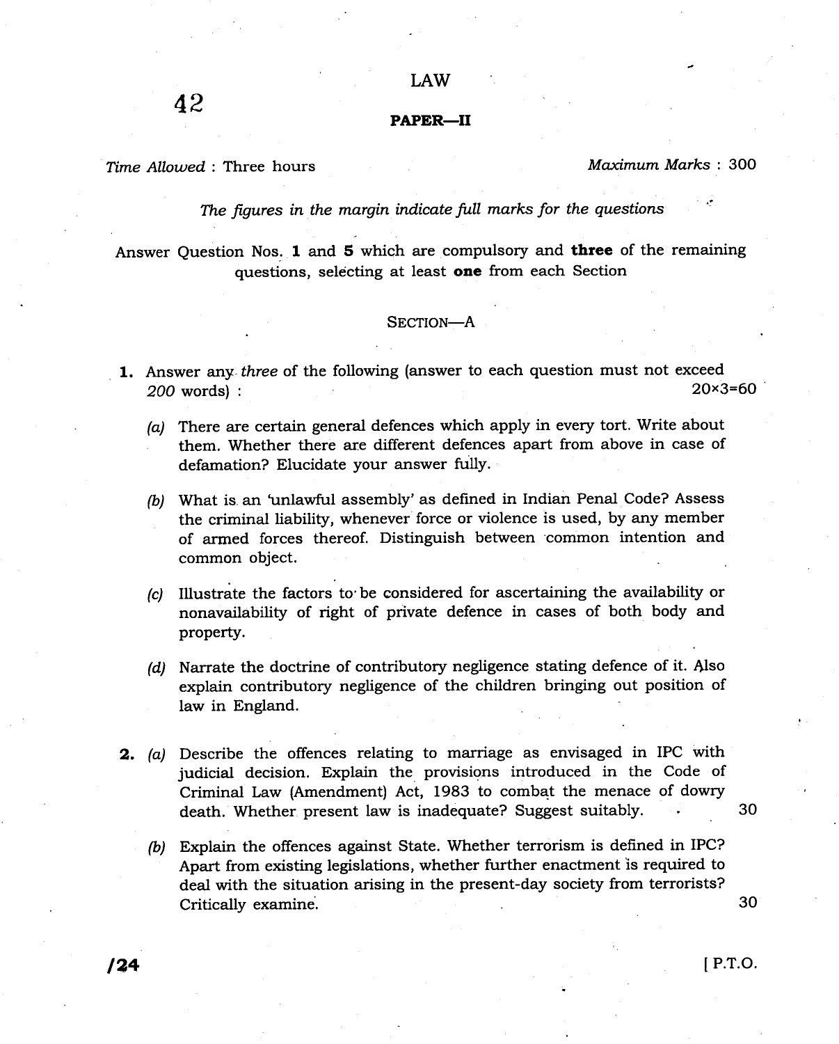42

# LAW

## PAPER—II

*Time Allowed* : Three hours &nbsp;&nbsp;&nbsp;&nbsp;&nbsp;&nbsp;&nbsp;&nbsp; *Maximum Marks* : 300

*The figures in the margin indicate full marks for the questions*

Answer Question Nos. **1** and **5** which are compulsory and **three** of the remaining questions, selecting at least **one** from each Section

### SECTION—A

**1.** Answer any *three* of the following (answer to each question must not exceed *200* words) : 20×3=60

*(a)* There are certain general defences which apply in every tort. Write about them. Whether there are different defences apart from above in case of defamation? Elucidate your answer fully.

*(b)* What is an 'unlawful assembly' as defined in Indian Penal Code? Assess the criminal liability, whenever force or violence is used, by any member of armed forces thereof. Distinguish between common intention and common object.

*(c)* Illustrate the factors to be considered for ascertaining the availability or nonavailability of right of private defence in cases of both body and property.

*(d)* Narrate the doctrine of contributory negligence stating defence of it. Also explain contributory negligence of the children bringing out position of law in England.

**2.** *(a)* Describe the offences relating to marriage as envisaged in IPC with judicial decision. Explain the provisions introduced in the Code of Criminal Law (Amendment) Act, 1983 to combat the menace of dowry death. Whether present law is inadequate? Suggest suitably. 30

*(b)* Explain the offences against State. Whether terrorism is defined in IPC? Apart from existing legislations, whether further enactment is required to deal with the situation arising in the present-day society from terrorists? Critically examine. 30

/24 &nbsp;&nbsp;&nbsp;&nbsp;&nbsp;&nbsp;&nbsp;&nbsp; [ P.T.O.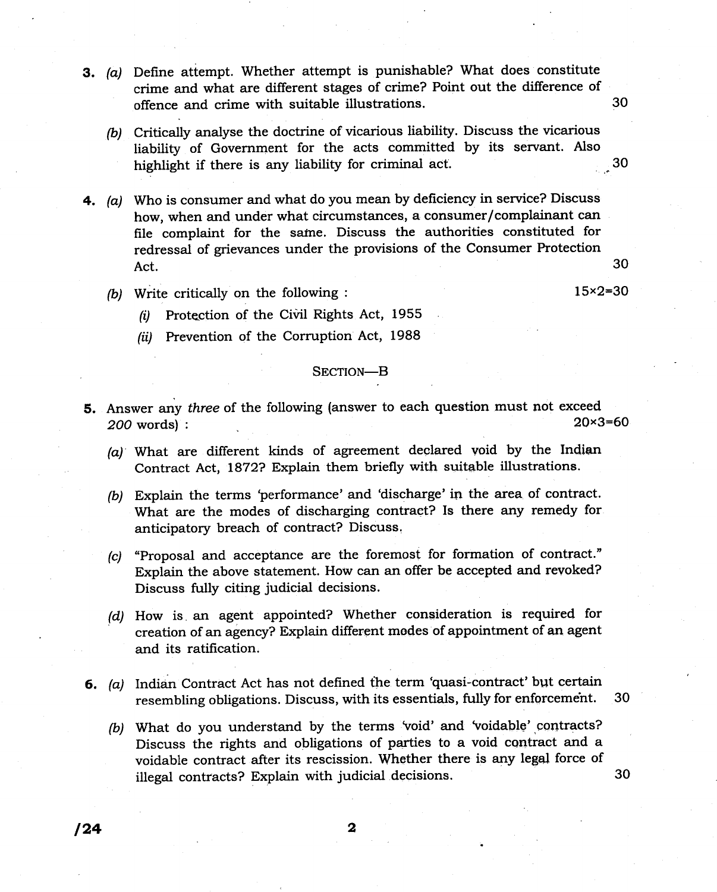3. *(a)* Define attempt. Whether attempt is punishable? What does constitute crime and what are different stages of crime? Point out the difference of offence and crime with suitable illustrations. 30

   *(b)* Critically analyse the doctrine of vicarious liability. Discuss the vicarious liability of Government for the acts committed by its servant. Also highlight if there is any liability for criminal act. 30

4. *(a)* Who is consumer and what do you mean by deficiency in service? Discuss how, when and under what circumstances, a consumer/complainant can file complaint for the same. Discuss the authorities constituted for redressal of grievances under the provisions of the Consumer Protection Act. 30

   *(b)* Write critically on the following : 15×2=30

   *(i)* Protection of the Civil Rights Act, 1955

   *(ii)* Prevention of the Corruption Act, 1988

## SECTION—B

5. Answer any *three* of the following (answer to each question must not exceed *200* words) : 20×3=60

   *(a)* What are different kinds of agreement declared void by the Indian Contract Act, 1872? Explain them briefly with suitable illustrations.

   *(b)* Explain the terms 'performance' and 'discharge' in the area of contract. What are the modes of discharging contract? Is there any remedy for anticipatory breach of contract? Discuss.

   *(c)* "Proposal and acceptance are the foremost for formation of contract." Explain the above statement. How can an offer be accepted and revoked? Discuss fully citing judicial decisions.

   *(d)* How is an agent appointed? Whether consideration is required for creation of an agency? Explain different modes of appointment of an agent and its ratification.

6. *(a)* Indian Contract Act has not defined the term 'quasi-contract' but certain resembling obligations. Discuss, with its essentials, fully for enforcement. 30

   *(b)* What do you understand by the terms 'void' and 'voidable' contracts? Discuss the rights and obligations of parties to a void contract and a voidable contract after its rescission. Whether there is any legal force of illegal contracts? Explain with judicial decisions. 30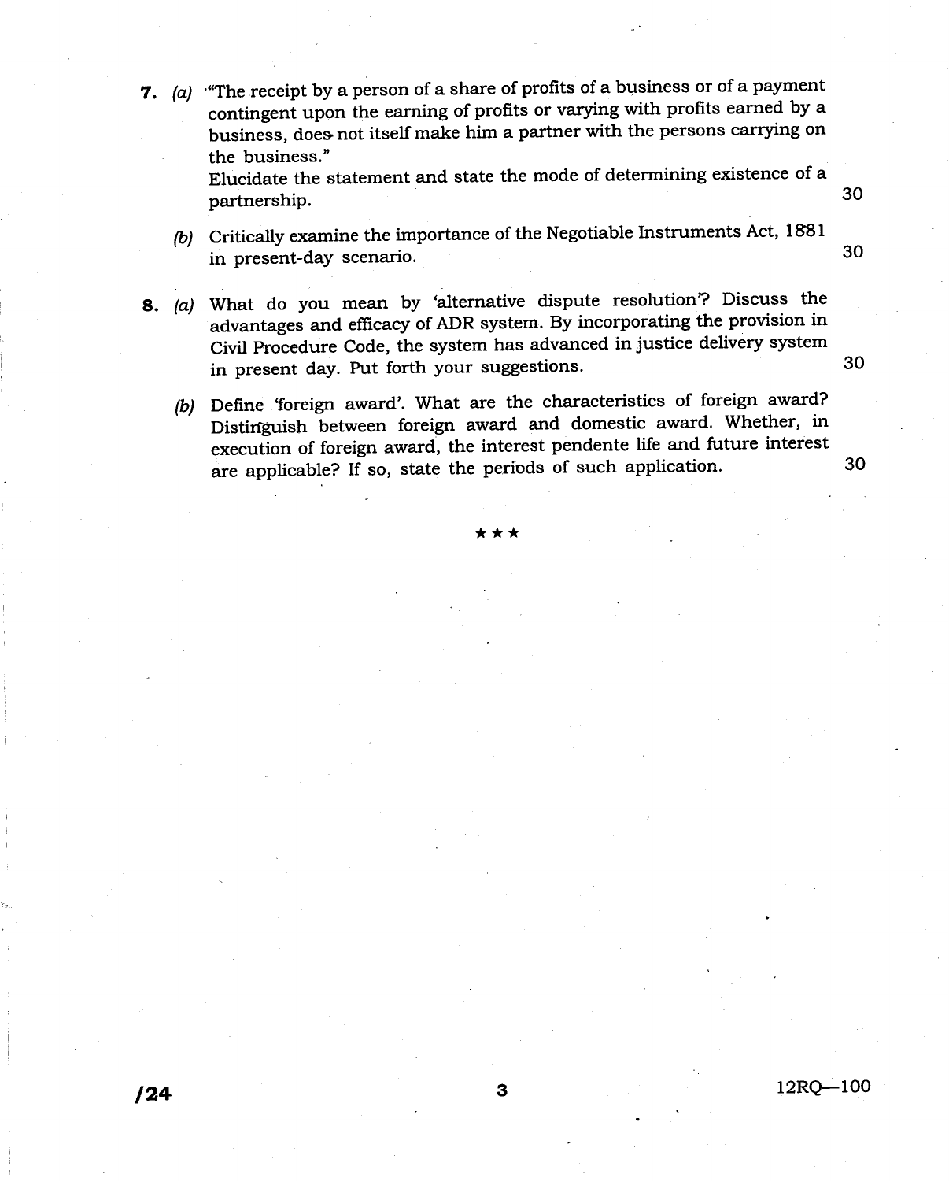7. (a) "The receipt by a person of a share of profits of a business or of a payment contingent upon the earning of profits or varying with profits earned by a business, does not itself make him a partner with the persons carrying on the business."
Elucidate the statement and state the mode of determining existence of a partnership. 30

(b) Critically examine the importance of the Negotiable Instruments Act, 1881 in present-day scenario. 30

8. (a) What do you mean by 'alternative dispute resolution'? Discuss the advantages and efficacy of ADR system. By incorporating the provision in Civil Procedure Code, the system has advanced in justice delivery system in present day. Put forth your suggestions. 30

(b) Define 'foreign award'. What are the characteristics of foreign award? Distinguish between foreign award and domestic award. Whether, in execution of foreign award, the interest pendente lite and future interest are applicable? If so, state the periods of such application. 30

★★★